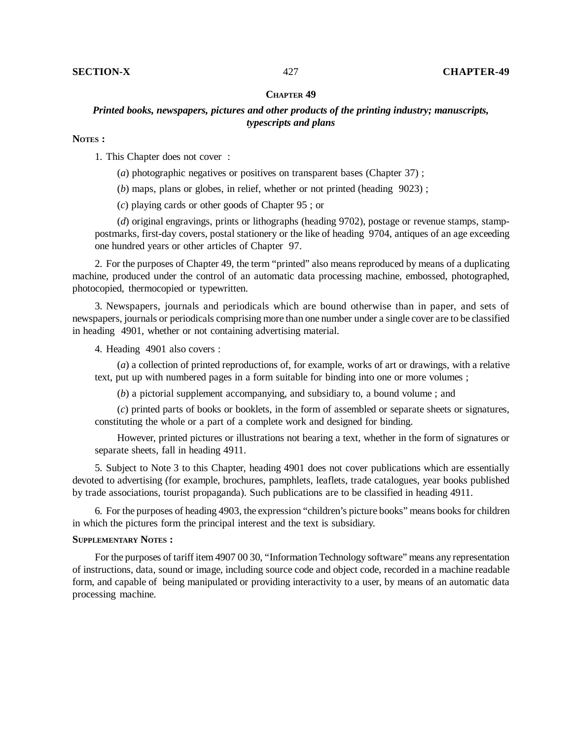# CHAPTER 49

## *Printed books, newspapers, pictures and other products of the printing industry; manuscripts, typescripts and plans*

**NOTES :**

1. This Chapter does not cover :

   (*a*) photographic negatives or positives on transparent bases (Chapter 37) ;

   (*b*) maps, plans or globes, in relief, whether or not printed (heading 9023) ;

   (*c*) playing cards or other goods of Chapter 95 ; or

   (*d*) original engravings, prints or lithographs (heading 9702), postage or revenue stamps, stamp-postmarks, first-day covers, postal stationery or the like of heading 9704, antiques of an age exceeding one hundred years or other articles of Chapter 97.

2. For the purposes of Chapter 49, the term "printed" also means reproduced by means of a duplicating machine, produced under the control of an automatic data processing machine, embossed, photographed, photocopied, thermocopied or typewritten.

3. Newspapers, journals and periodicals which are bound otherwise than in paper, and sets of newspapers, journals or periodicals comprising more than one number under a single cover are to be classified in heading 4901, whether or not containing advertising material.

4. Heading 4901 also covers :

   (*a*) a collection of printed reproductions of, for example, works of art or drawings, with a relative text, put up with numbered pages in a form suitable for binding into one or more volumes ;

   (*b*) a pictorial supplement accompanying, and subsidiary to, a bound volume ; and

   (*c*) printed parts of books or booklets, in the form of assembled or separate sheets or signatures, constituting the whole or a part of a complete work and designed for binding.

   However, printed pictures or illustrations not bearing a text, whether in the form of signatures or separate sheets, fall in heading 4911.

5. Subject to Note 3 to this Chapter, heading 4901 does not cover publications which are essentially devoted to advertising (for example, brochures, pamphlets, leaflets, trade catalogues, year books published by trade associations, tourist propaganda). Such publications are to be classified in heading 4911.

6. For the purposes of heading 4903, the expression "children's picture books" means books for children in which the pictures form the principal interest and the text is subsidiary.

**SUPPLEMENTARY NOTES :**

For the purposes of tariff item 4907 00 30, "Information Technology software" means any representation of instructions, data, sound or image, including source code and object code, recorded in a machine readable form, and capable of being manipulated or providing interactivity to a user, by means of an automatic data processing machine.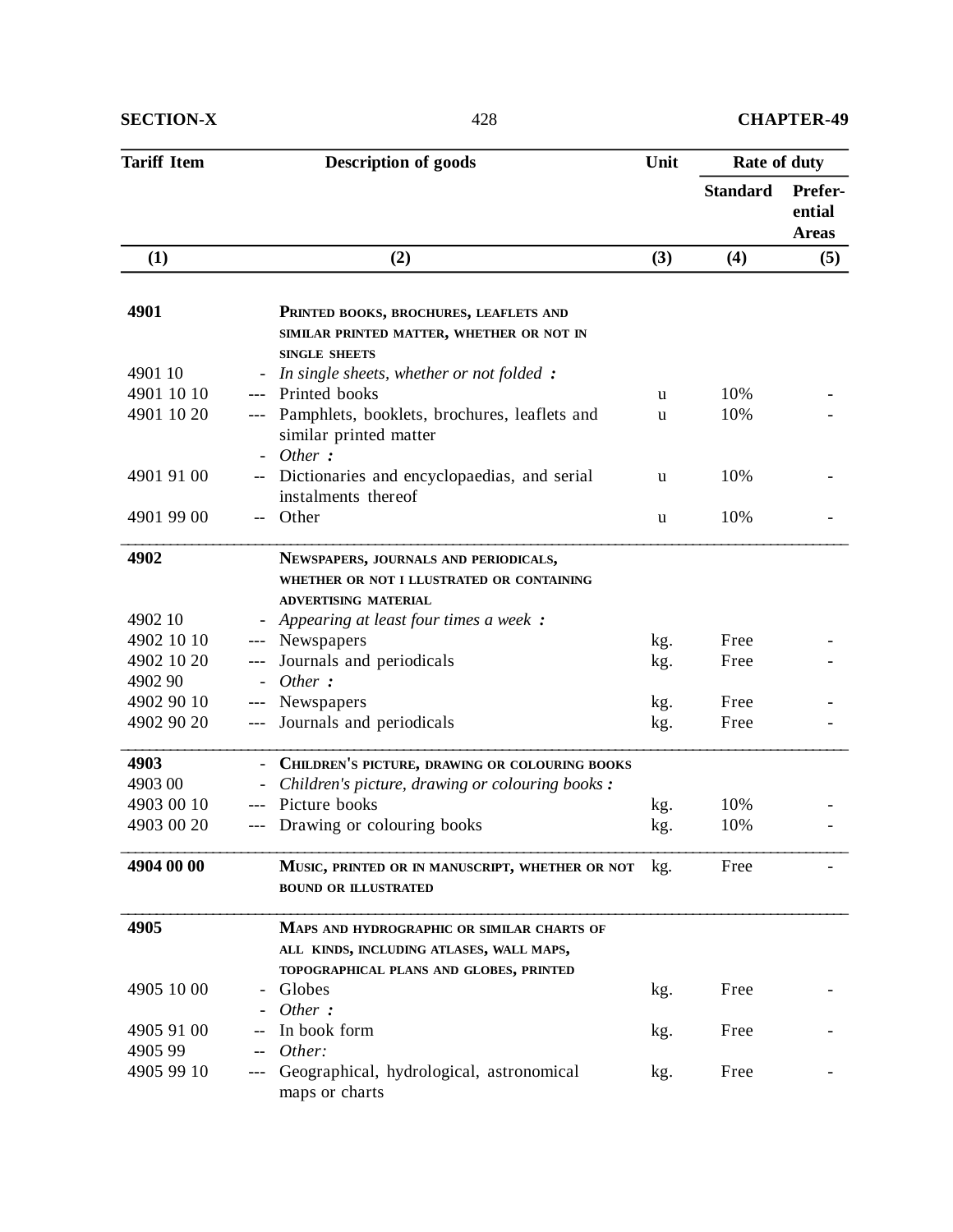| Tariff Item | | Description of goods | Unit | Rate of duty | |
|---|---|---|---|---|---|
| | | | | Standard | Preferential Areas |
| (1) | | (2) | (3) | (4) | (5) |
| **4901** | | **PRINTED BOOKS, BROCHURES, LEAFLETS AND SIMILAR PRINTED MATTER, WHETHER OR NOT IN SINGLE SHEETS** | | | |
| 4901 10 | - | *In single sheets, whether or not folded :* | | | |
| 4901 10 10 | --- | Printed books | u | 10% | - |
| 4901 10 20 | --- | Pamphlets, booklets, brochures, leaflets and similar printed matter | u | 10% | - |
| | - | *Other :* | | | |
| 4901 91 00 | -- | Dictionaries and encyclopaedias, and serial instalments thereof | u | 10% | - |
| 4901 99 00 | -- | Other | u | 10% | - |
| **4902** | | **NEWSPAPERS, JOURNALS AND PERIODICALS, WHETHER OR NOT I LLUSTRATED OR CONTAINING ADVERTISING MATERIAL** | | | |
| 4902 10 | - | *Appearing at least four times a week :* | | | |
| 4902 10 10 | --- | Newspapers | kg. | Free | - |
| 4902 10 20 | --- | Journals and periodicals | kg. | Free | - |
| 4902 90 | - | *Other :* | | | |
| 4902 90 10 | --- | Newspapers | kg. | Free | - |
| 4902 90 20 | --- | Journals and periodicals | kg. | Free | - |
| **4903** | - | **CHILDREN'S PICTURE, DRAWING OR COLOURING BOOKS** | | | |
| 4903 00 | - | *Children's picture, drawing or colouring books :* | | | |
| 4903 00 10 | --- | Picture books | kg. | 10% | - |
| 4903 00 20 | --- | Drawing or colouring books | kg. | 10% | - |
| **4904 00 00** | | **MUSIC, PRINTED OR IN MANUSCRIPT, WHETHER OR NOT BOUND OR ILLUSTRATED** | kg. | Free | - |
| **4905** | | **MAPS AND HYDROGRAPHIC OR SIMILAR CHARTS OF ALL KINDS, INCLUDING ATLASES, WALL MAPS, TOPOGRAPHICAL PLANS AND GLOBES, PRINTED** | | | |
| 4905 10 00 | - | Globes | kg. | Free | - |
| | - | *Other :* | | | |
| 4905 91 00 | -- | In book form | kg. | Free | - |
| 4905 99 | -- | *Other:* | | | |
| 4905 99 10 | --- | Geographical, hydrological, astronomical maps or charts | kg. | Free | - |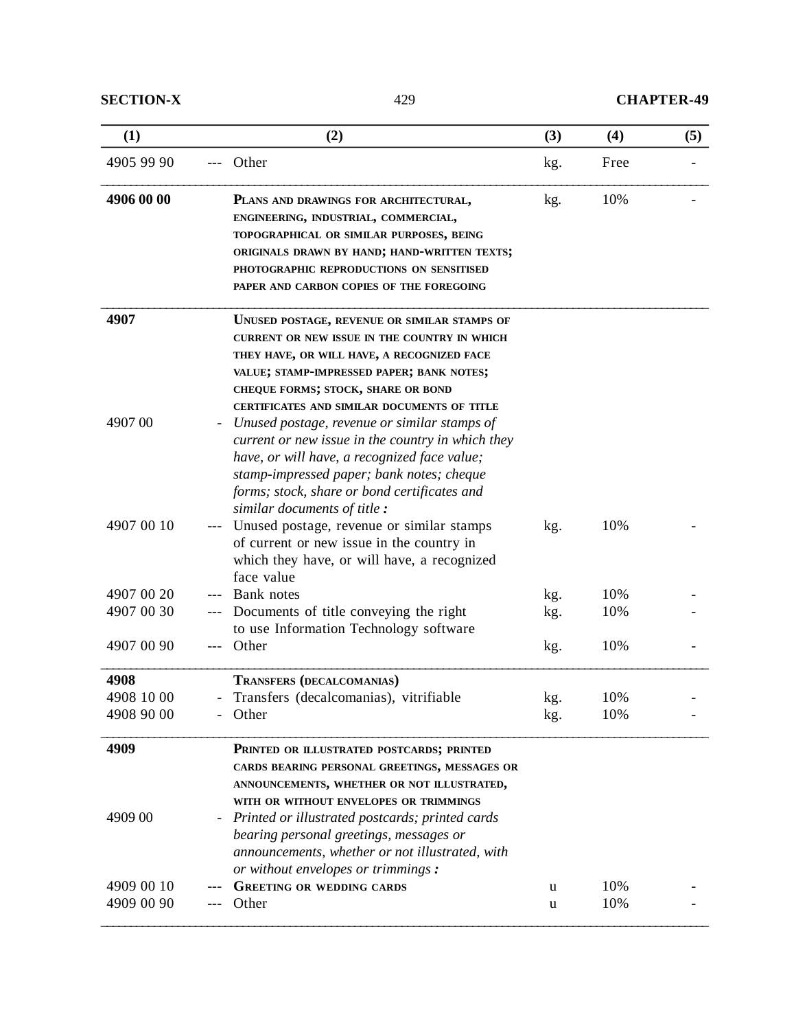| (1) | | (2) | (3) | (4) | (5) |
|---|---|---|---|---|---|
| 4905 99 90 | --- | Other | kg. | Free | - |
| **4906 00 00** | | **PLANS AND DRAWINGS FOR ARCHITECTURAL, ENGINEERING, INDUSTRIAL, COMMERCIAL, TOPOGRAPHICAL OR SIMILAR PURPOSES, BEING ORIGINALS DRAWN BY HAND; HAND-WRITTEN TEXTS; PHOTOGRAPHIC REPRODUCTIONS ON SENSITISED PAPER AND CARBON COPIES OF THE FOREGOING** | kg. | 10% | - |
| **4907** | | **UNUSED POSTAGE, REVENUE OR SIMILAR STAMPS OF CURRENT OR NEW ISSUE IN THE COUNTRY IN WHICH THEY HAVE, OR WILL HAVE, A RECOGNIZED FACE VALUE; STAMP-IMPRESSED PAPER; BANK NOTES; CHEQUE FORMS; STOCK, SHARE OR BOND CERTIFICATES AND SIMILAR DOCUMENTS OF TITLE** | | | |
| 4907 00 | - | *Unused postage, revenue or similar stamps of current or new issue in the country in which they have, or will have, a recognized face value; stamp-impressed paper; bank notes; cheque forms; stock, share or bond certificates and similar documents of title :* | | | |
| 4907 00 10 | --- | Unused postage, revenue or similar stamps of current or new issue in the country in which they have, or will have, a recognized face value | kg. | 10% | - |
| 4907 00 20 | --- | Bank notes | kg. | 10% | - |
| 4907 00 30 | --- | Documents of title conveying the right to use Information Technology software | kg. | 10% | - |
| 4907 00 90 | --- | Other | kg. | 10% | - |
| **4908** | | **TRANSFERS (DECALCOMANIAS)** | | | |
| 4908 10 00 | - | Transfers (decalcomanias), vitrifiable | kg. | 10% | - |
| 4908 90 00 | - | Other | kg. | 10% | - |
| **4909** | | **PRINTED OR ILLUSTRATED POSTCARDS; PRINTED CARDS BEARING PERSONAL GREETINGS, MESSAGES OR ANNOUNCEMENTS, WHETHER OR NOT ILLUSTRATED, WITH OR WITHOUT ENVELOPES OR TRIMMINGS** | | | |
| 4909 00 | - | *Printed or illustrated postcards; printed cards bearing personal greetings, messages or announcements, whether or not illustrated, with or without envelopes or trimmings :* | | | |
| 4909 00 10 | --- | GREETING OR WEDDING CARDS | u | 10% | - |
| 4909 00 90 | --- | Other | u | 10% | - |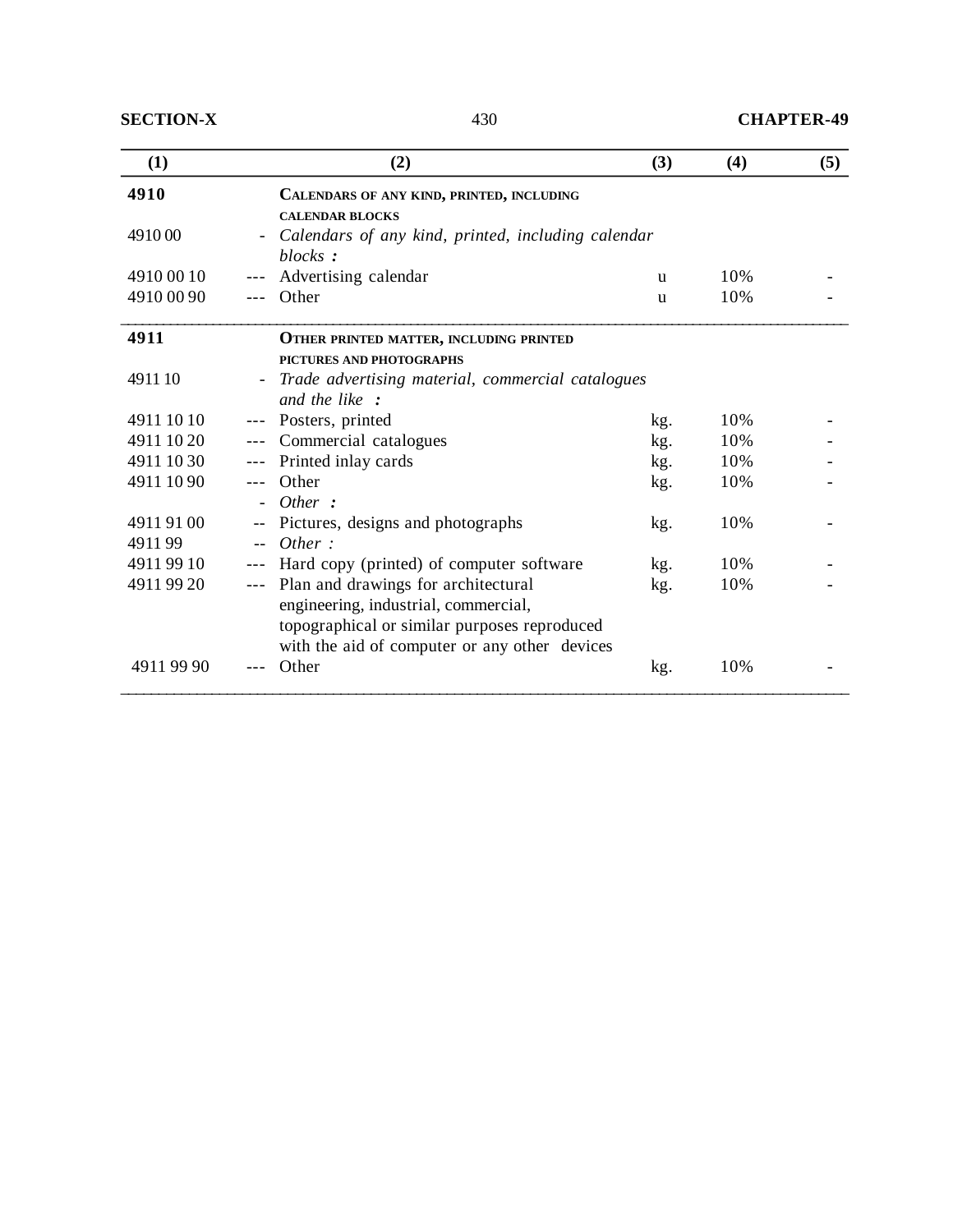| (1) | | (2) | (3) | (4) | (5) |
|---|---|---|---|---|---|
| **4910** | | CALENDARS OF ANY KIND, PRINTED, INCLUDING CALENDAR BLOCKS | | | |
| 4910 00 | - | *Calendars of any kind, printed, including calendar blocks :* | | | |
| 4910 00 10 | --- | Advertising calendar | u | 10% | - |
| 4910 00 90 | --- | Other | u | 10% | - |
| **4911** | | OTHER PRINTED MATTER, INCLUDING PRINTED PICTURES AND PHOTOGRAPHS | | | |
| 4911 10 | - | *Trade advertising material, commercial catalogues and the like :* | | | |
| 4911 10 10 | --- | Posters, printed | kg. | 10% | - |
| 4911 10 20 | --- | Commercial catalogues | kg. | 10% | - |
| 4911 10 30 | --- | Printed inlay cards | kg. | 10% | - |
| 4911 10 90 | --- | Other | kg. | 10% | - |
| | - | *Other :* | | | |
| 4911 91 00 | -- | Pictures, designs and photographs | kg. | 10% | - |
| 4911 99 | -- | *Other :* | | | |
| 4911 99 10 | --- | Hard copy (printed) of computer software | kg. | 10% | - |
| 4911 99 20 | --- | Plan and drawings for architectural engineering, industrial, commercial, topographical or similar purposes reproduced with the aid of computer or any other devices | kg. | 10% | - |
| 4911 99 90 | --- | Other | kg. | 10% | - |